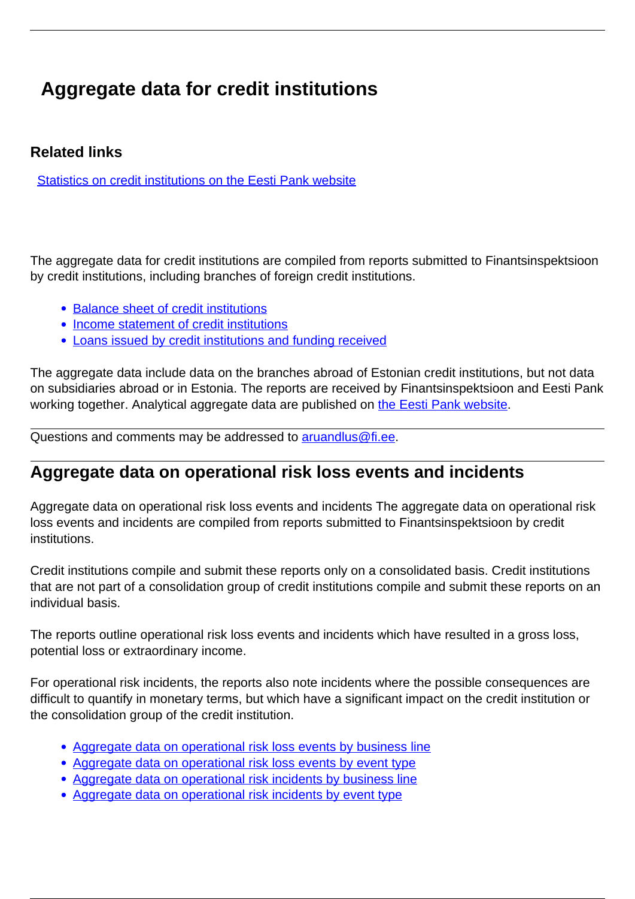# Aggregate data for credit institutions

### Related links

[Statistics on credit institutions on the Eesti Pank website]()

The aggregate data for credit institutions are compiled from reports submitted to Finantsinspektsioon by credit institutions, including branches of foreign credit institutions.

- [Balance sheet of credit institutions]()
- [Income statement of credit institutions]()
- [Loans issued by credit institutions and funding received]()

The aggregate data include data on the branches abroad of Estonian credit institutions, but not data on subsidiaries abroad or in Estonia. The reports are received by Finantsinspektsioon and Eesti Pank working together. Analytical aggregate data are published on [the Eesti Pank website]().

Questions and comments may be addressed to [aruandlus@fi.ee]().

## Aggregate data on operational risk loss events and incidents

Aggregate data on operational risk loss events and incidents The aggregate data on operational risk loss events and incidents are compiled from reports submitted to Finantsinspektsioon by credit institutions.

Credit institutions compile and submit these reports only on a consolidated basis. Credit institutions that are not part of a consolidation group of credit institutions compile and submit these reports on an individual basis.

The reports outline operational risk loss events and incidents which have resulted in a gross loss, potential loss or extraordinary income.

For operational risk incidents, the reports also note incidents where the possible consequences are difficult to quantify in monetary terms, but which have a significant impact on the credit institution or the consolidation group of the credit institution.

- [Aggregate data on operational risk loss events by business line]()
- [Aggregate data on operational risk loss events by event type]()
- [Aggregate data on operational risk incidents by business line]()
- [Aggregate data on operational risk incidents by event type]()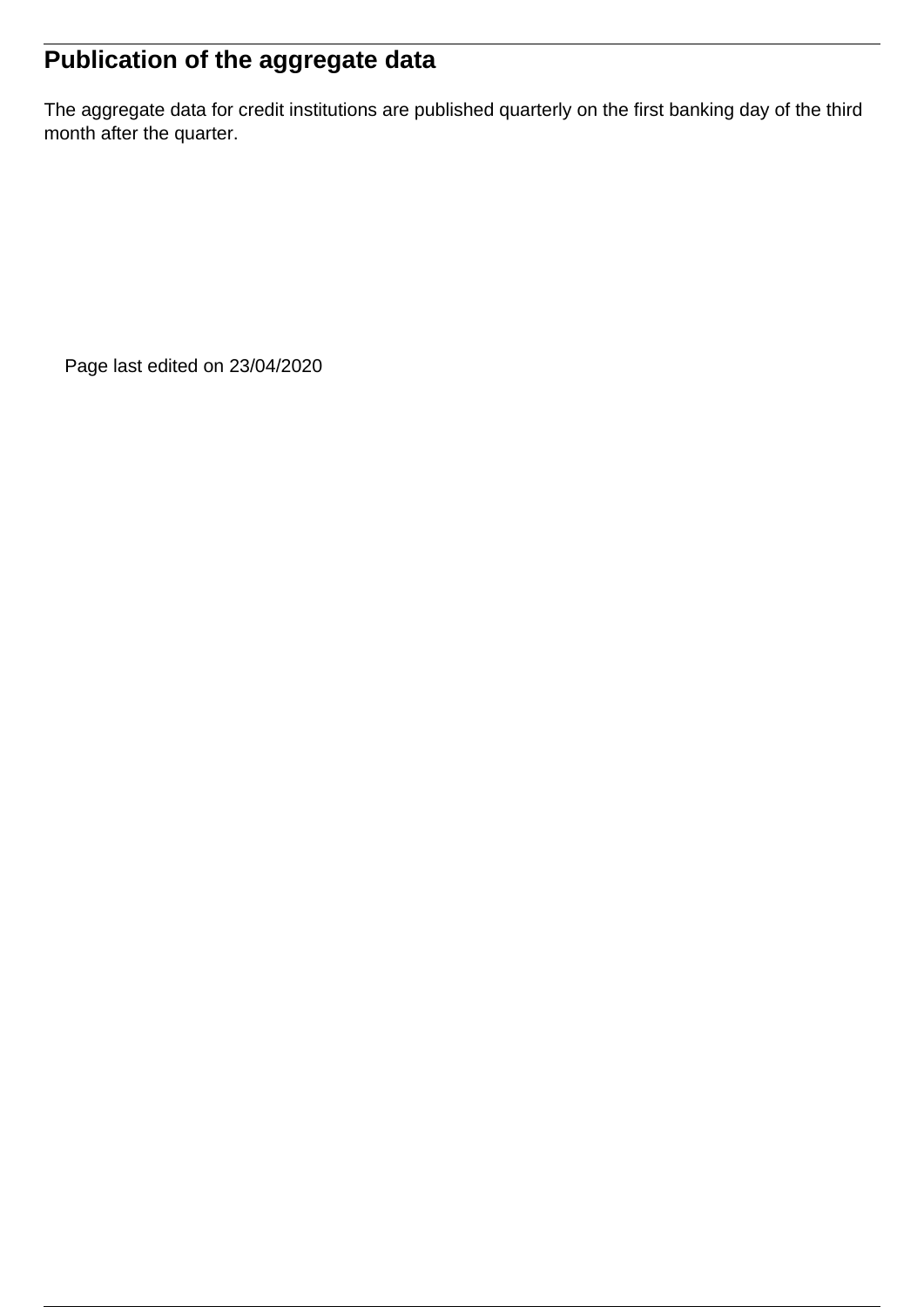## Publication of the aggregate data

The aggregate data for credit institutions are published quarterly on the first banking day of the third month after the quarter.

Page last edited on 23/04/2020